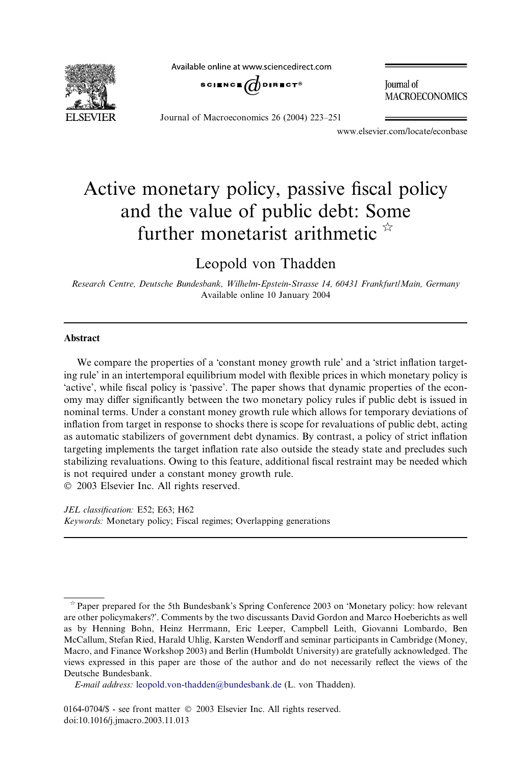# Active monetary policy, passive fiscal policy and the value of public debt: Some further monetarist arithmetic ☆

Leopold von Thadden

*Research Centre, Deutsche Bundesbank, Wilhelm-Epstein-Strasse 14, 60431 Frankfurt/Main, Germany*

Available online 10 January 2004

## Abstract

We compare the properties of a 'constant money growth rule' and a 'strict inflation targeting rule' in an intertemporal equilibrium model with flexible prices in which monetary policy is 'active', while fiscal policy is 'passive'. The paper shows that dynamic properties of the economy may differ significantly between the two monetary policy rules if public debt is issued in nominal terms. Under a constant money growth rule which allows for temporary deviations of inflation from target in response to shocks there is scope for revaluations of public debt, acting as automatic stabilizers of government debt dynamics. By contrast, a policy of strict inflation targeting implements the target inflation rate also outside the steady state and precludes such stabilizing revaluations. Owing to this feature, additional fiscal restraint may be needed which is not required under a constant money growth rule.

© 2003 Elsevier Inc. All rights reserved.

*JEL classification:* E52; E63; H62

*Keywords:* Monetary policy; Fiscal regimes; Overlapping generations

---

☆ Paper prepared for the 5th Bundesbank's Spring Conference 2003 on 'Monetary policy: how relevant are other policymakers?'. Comments by the two discussants David Gordon and Marco Hoeberichts as well as by Henning Bohn, Heinz Herrmann, Eric Leeper, Campbell Leith, Giovanni Lombardo, Ben McCallum, Stefan Ried, Harald Uhlig, Karsten Wendorff and seminar participants in Cambridge (Money, Macro, and Finance Workshop 2003) and Berlin (Humboldt University) are gratefully acknowledged. The views expressed in this paper are those of the author and do not necessarily reflect the views of the Deutsche Bundesbank.

*E-mail address:* leopold.von-thadden@bundesbank.de (L. von Thadden).

0164-0704/$ - see front matter © 2003 Elsevier Inc. All rights reserved.
doi:10.1016/j.jmacro.2003.11.013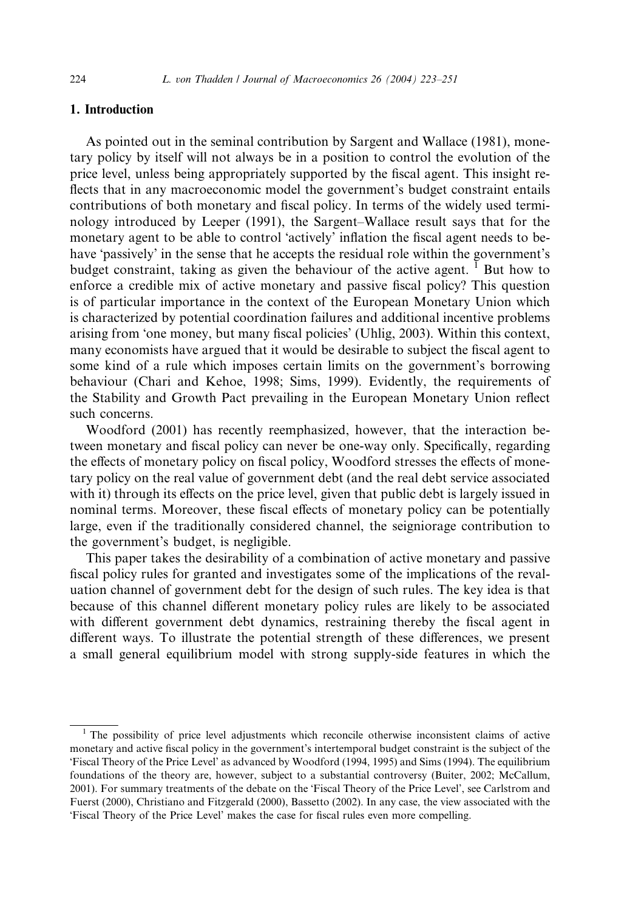## 1. Introduction

As pointed out in the seminal contribution by Sargent and Wallace (1981), monetary policy by itself will not always be in a position to control the evolution of the price level, unless being appropriately supported by the fiscal agent. This insight reflects that in any macroeconomic model the government's budget constraint entails contributions of both monetary and fiscal policy. In terms of the widely used terminology introduced by Leeper (1991), the Sargent–Wallace result says that for the monetary agent to be able to control 'actively' inflation the fiscal agent needs to behave 'passively' in the sense that he accepts the residual role within the government's budget constraint, taking as given the behaviour of the active agent. [1] But how to enforce a credible mix of active monetary and passive fiscal policy? This question is of particular importance in the context of the European Monetary Union which is characterized by potential coordination failures and additional incentive problems arising from 'one money, but many fiscal policies' (Uhlig, 2003). Within this context, many economists have argued that it would be desirable to subject the fiscal agent to some kind of a rule which imposes certain limits on the government's borrowing behaviour (Chari and Kehoe, 1998; Sims, 1999). Evidently, the requirements of the Stability and Growth Pact prevailing in the European Monetary Union reflect such concerns.

Woodford (2001) has recently reemphasized, however, that the interaction between monetary and fiscal policy can never be one-way only. Specifically, regarding the effects of monetary policy on fiscal policy, Woodford stresses the effects of monetary policy on the real value of government debt (and the real debt service associated with it) through its effects on the price level, given that public debt is largely issued in nominal terms. Moreover, these fiscal effects of monetary policy can be potentially large, even if the traditionally considered channel, the seigniorage contribution to the government's budget, is negligible.

This paper takes the desirability of a combination of active monetary and passive fiscal policy rules for granted and investigates some of the implications of the revaluation channel of government debt for the design of such rules. The key idea is that because of this channel different monetary policy rules are likely to be associated with different government debt dynamics, restraining thereby the fiscal agent in different ways. To illustrate the potential strength of these differences, we present a small general equilibrium model with strong supply-side features in which the

[1] The possibility of price level adjustments which reconcile otherwise inconsistent claims of active monetary and active fiscal policy in the government's intertemporal budget constraint is the subject of the 'Fiscal Theory of the Price Level' as advanced by Woodford (1994, 1995) and Sims (1994). The equilibrium foundations of the theory are, however, subject to a substantial controversy (Buiter, 2002; McCallum, 2001). For summary treatments of the debate on the 'Fiscal Theory of the Price Level', see Carlstrom and Fuerst (2000), Christiano and Fitzgerald (2000), Bassetto (2002). In any case, the view associated with the 'Fiscal Theory of the Price Level' makes the case for fiscal rules even more compelling.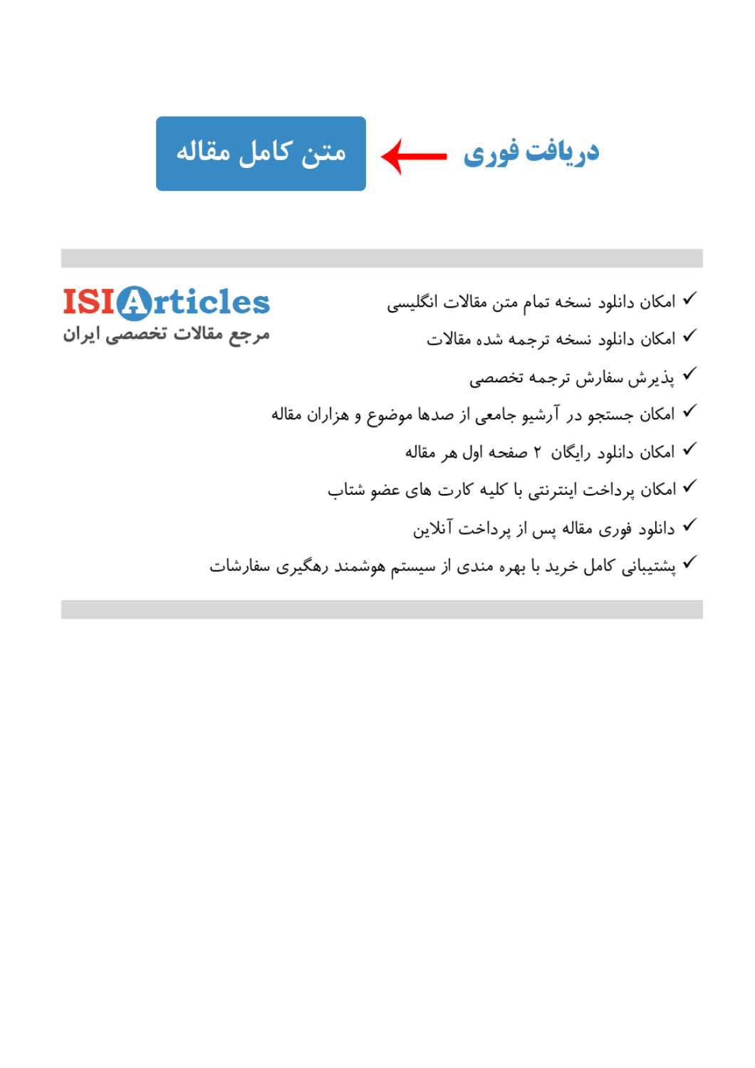دریافت فوری ← **متن کامل مقاله**

**ISIArticles**
مرجع مقالات تخصصی ایران

- ✓ امکان دانلود نسخه تمام متن مقالات انگلیسی
- ✓ امکان دانلود نسخه ترجمه شده مقالات
- ✓ پذیرش سفارش ترجمه تخصصی
- ✓ امکان جستجو در آرشیو جامعی از صدها موضوع و هزاران مقاله
- ✓ امکان دانلود رایگان ۲ صفحه اول هر مقاله
- ✓ امکان پرداخت اینترنتی با کلیه کارت های عضو شتاب
- ✓ دانلود فوری مقاله پس از پرداخت آنلاین
- ✓ پشتیبانی کامل خرید با بهره مندی از سیستم هوشمند رهگیری سفارشات